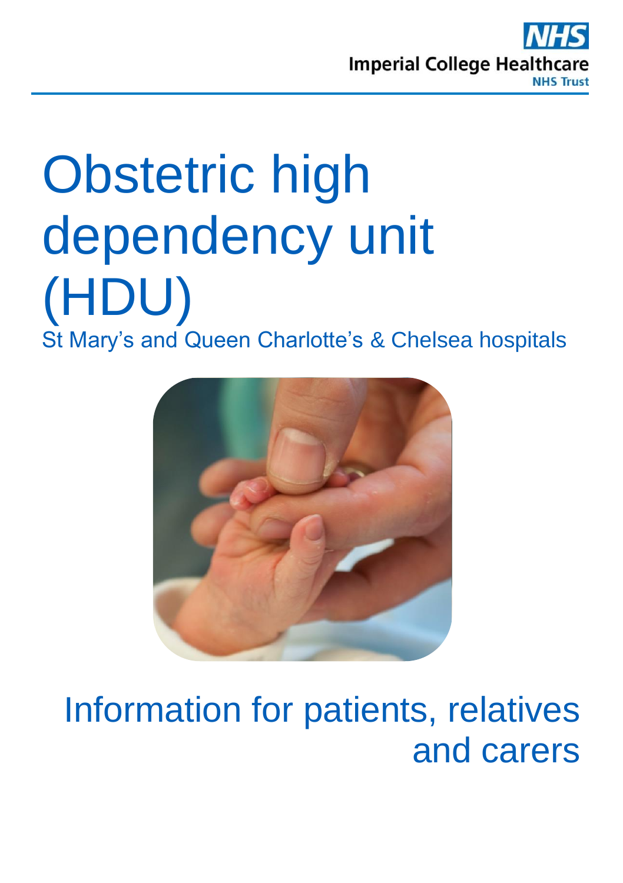Imperial College Healthcare NHS Trust

# Obstetric high dependency unit (HDU)

St Mary's and Queen Charlotte's & Chelsea hospitals

Information for patients, relatives and carers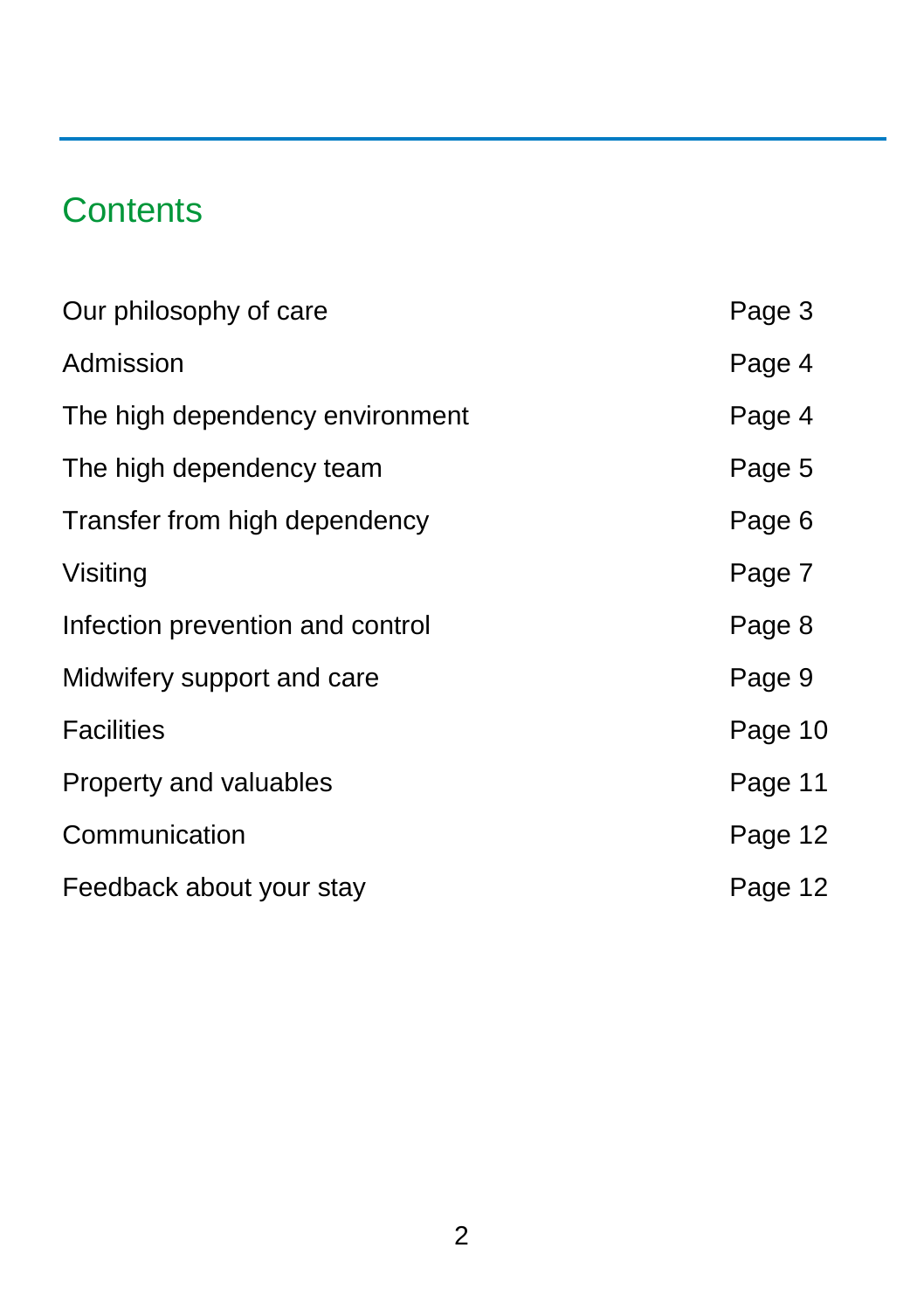# Contents

| | |
|---|---|
| Our philosophy of care | Page 3 |
| Admission | Page 4 |
| The high dependency environment | Page 4 |
| The high dependency team | Page 5 |
| Transfer from high dependency | Page 6 |
| Visiting | Page 7 |
| Infection prevention and control | Page 8 |
| Midwifery support and care | Page 9 |
| Facilities | Page 10 |
| Property and valuables | Page 11 |
| Communication | Page 12 |
| Feedback about your stay | Page 12 |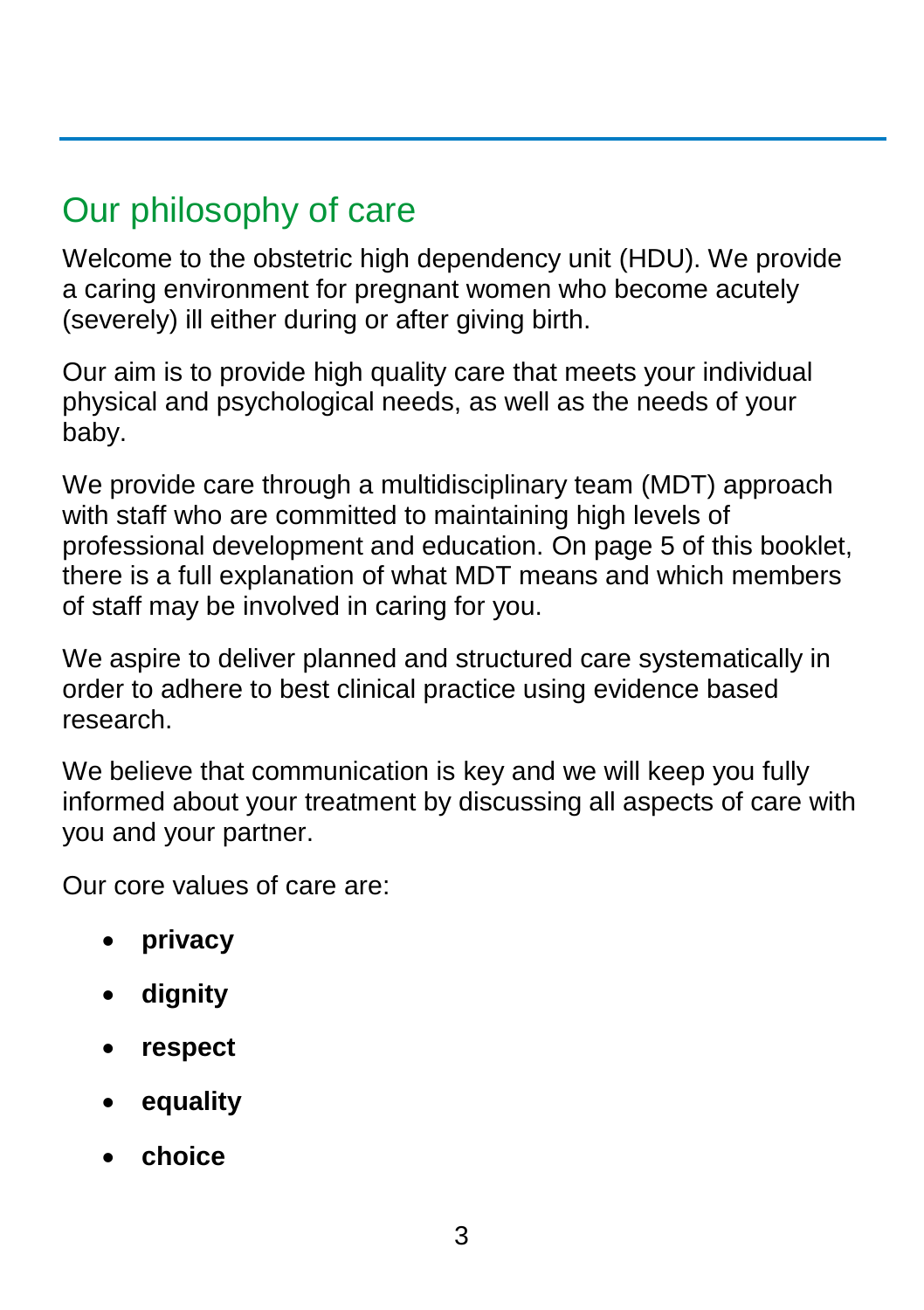## Our philosophy of care

Welcome to the obstetric high dependency unit (HDU). We provide a caring environment for pregnant women who become acutely (severely) ill either during or after giving birth.

Our aim is to provide high quality care that meets your individual physical and psychological needs, as well as the needs of your baby.

We provide care through a multidisciplinary team (MDT) approach with staff who are committed to maintaining high levels of professional development and education. On page 5 of this booklet, there is a full explanation of what MDT means and which members of staff may be involved in caring for you.

We aspire to deliver planned and structured care systematically in order to adhere to best clinical practice using evidence based research.

We believe that communication is key and we will keep you fully informed about your treatment by discussing all aspects of care with you and your partner.

Our core values of care are:

- **privacy**
- **dignity**
- **respect**
- **equality**
- **choice**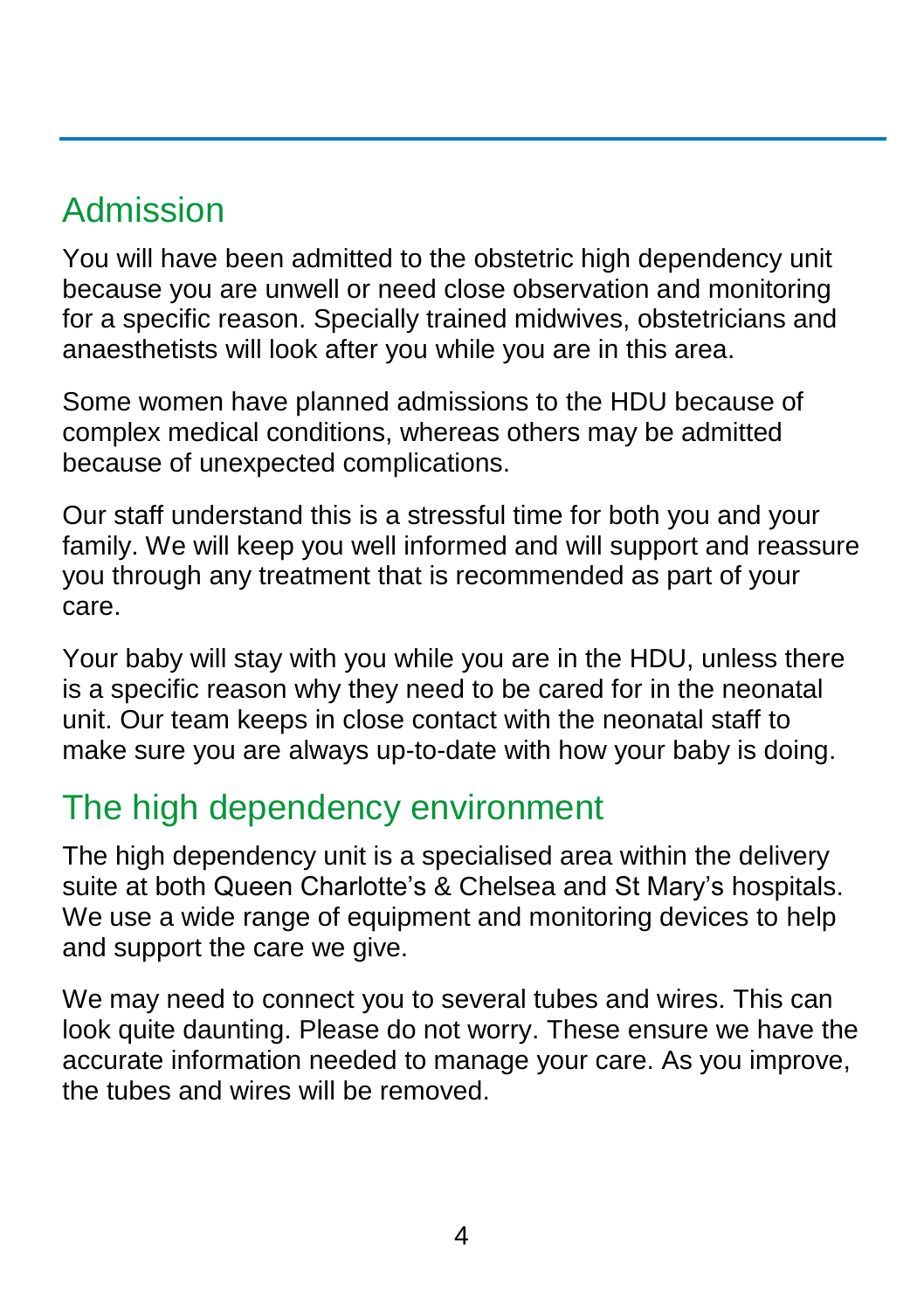## Admission

You will have been admitted to the obstetric high dependency unit because you are unwell or need close observation and monitoring for a specific reason. Specially trained midwives, obstetricians and anaesthetists will look after you while you are in this area.

Some women have planned admissions to the HDU because of complex medical conditions, whereas others may be admitted because of unexpected complications.

Our staff understand this is a stressful time for both you and your family. We will keep you well informed and will support and reassure you through any treatment that is recommended as part of your care.

Your baby will stay with you while you are in the HDU, unless there is a specific reason why they need to be cared for in the neonatal unit. Our team keeps in close contact with the neonatal staff to make sure you are always up-to-date with how your baby is doing.

## The high dependency environment

The high dependency unit is a specialised area within the delivery suite at both Queen Charlotte's & Chelsea and St Mary's hospitals. We use a wide range of equipment and monitoring devices to help and support the care we give.

We may need to connect you to several tubes and wires. This can look quite daunting. Please do not worry. These ensure we have the accurate information needed to manage your care. As you improve, the tubes and wires will be removed.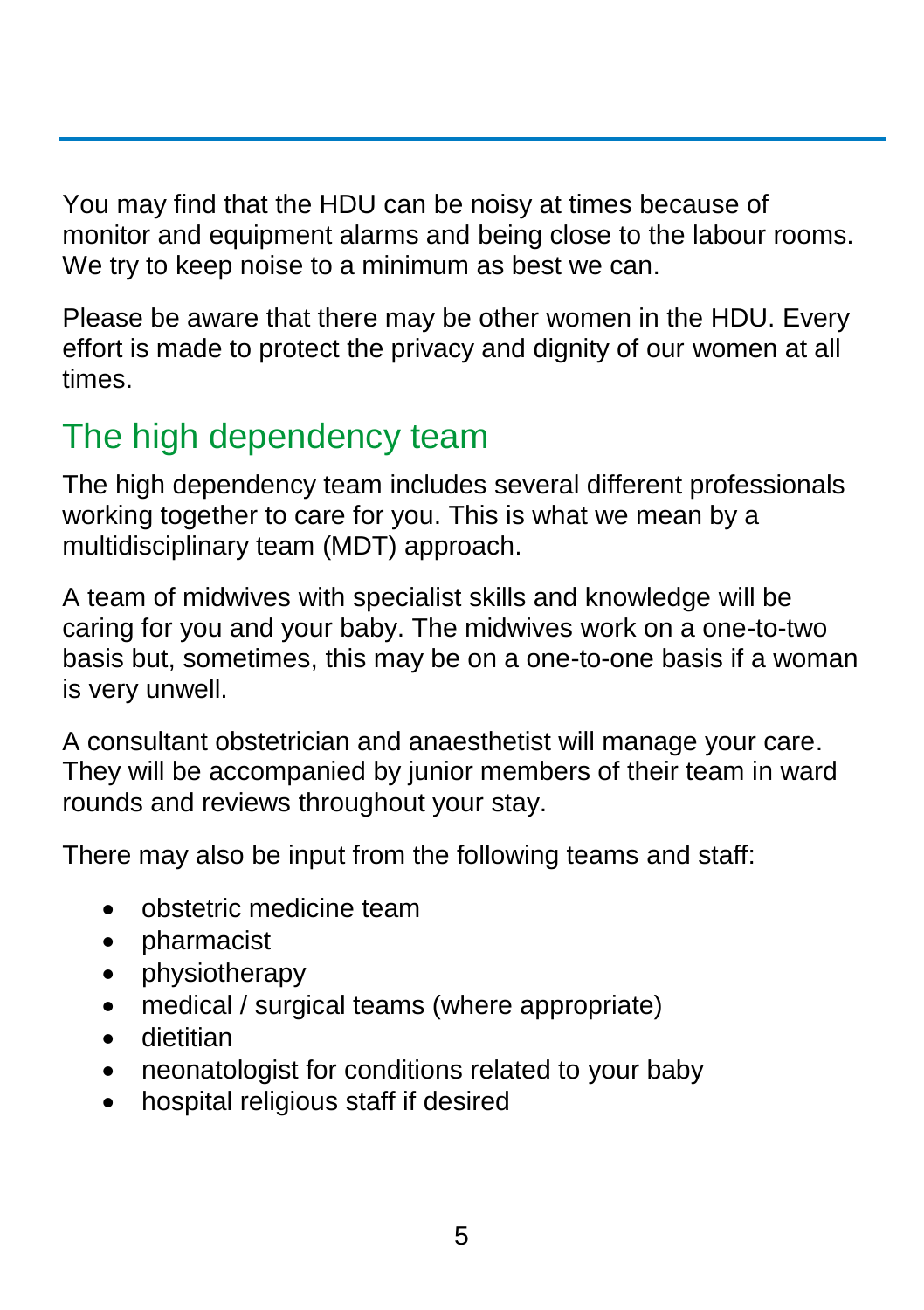You may find that the HDU can be noisy at times because of monitor and equipment alarms and being close to the labour rooms. We try to keep noise to a minimum as best we can.

Please be aware that there may be other women in the HDU. Every effort is made to protect the privacy and dignity of our women at all times.

## The high dependency team

The high dependency team includes several different professionals working together to care for you. This is what we mean by a multidisciplinary team (MDT) approach.

A team of midwives with specialist skills and knowledge will be caring for you and your baby. The midwives work on a one-to-two basis but, sometimes, this may be on a one-to-one basis if a woman is very unwell.

A consultant obstetrician and anaesthetist will manage your care. They will be accompanied by junior members of their team in ward rounds and reviews throughout your stay.

There may also be input from the following teams and staff:

- obstetric medicine team
- pharmacist
- physiotherapy
- medical / surgical teams (where appropriate)
- dietitian
- neonatologist for conditions related to your baby
- hospital religious staff if desired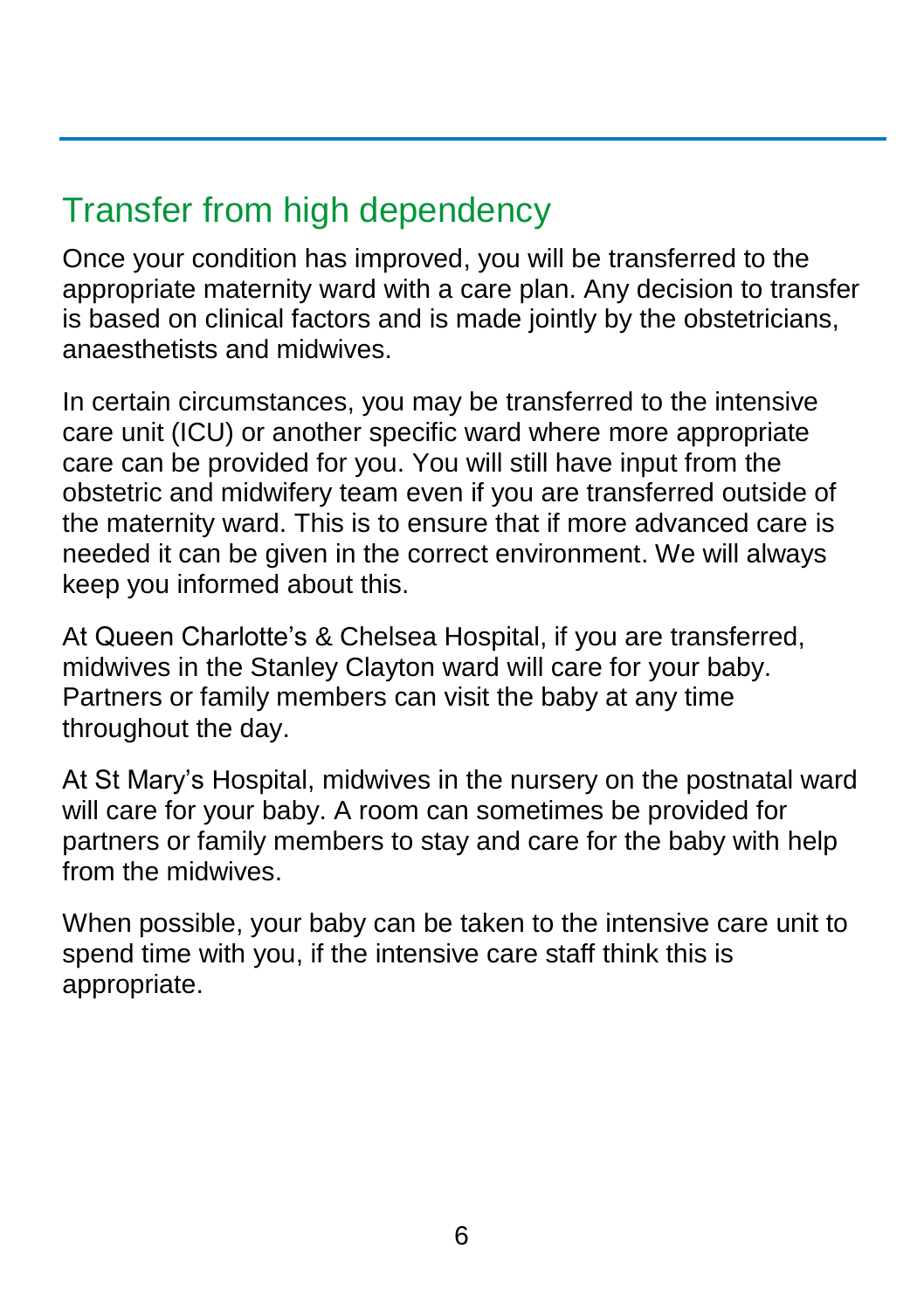## Transfer from high dependency

Once your condition has improved, you will be transferred to the appropriate maternity ward with a care plan. Any decision to transfer is based on clinical factors and is made jointly by the obstetricians, anaesthetists and midwives.

In certain circumstances, you may be transferred to the intensive care unit (ICU) or another specific ward where more appropriate care can be provided for you. You will still have input from the obstetric and midwifery team even if you are transferred outside of the maternity ward. This is to ensure that if more advanced care is needed it can be given in the correct environment. We will always keep you informed about this.

At Queen Charlotte's & Chelsea Hospital, if you are transferred, midwives in the Stanley Clayton ward will care for your baby. Partners or family members can visit the baby at any time throughout the day.

At St Mary's Hospital, midwives in the nursery on the postnatal ward will care for your baby. A room can sometimes be provided for partners or family members to stay and care for the baby with help from the midwives.

When possible, your baby can be taken to the intensive care unit to spend time with you, if the intensive care staff think this is appropriate.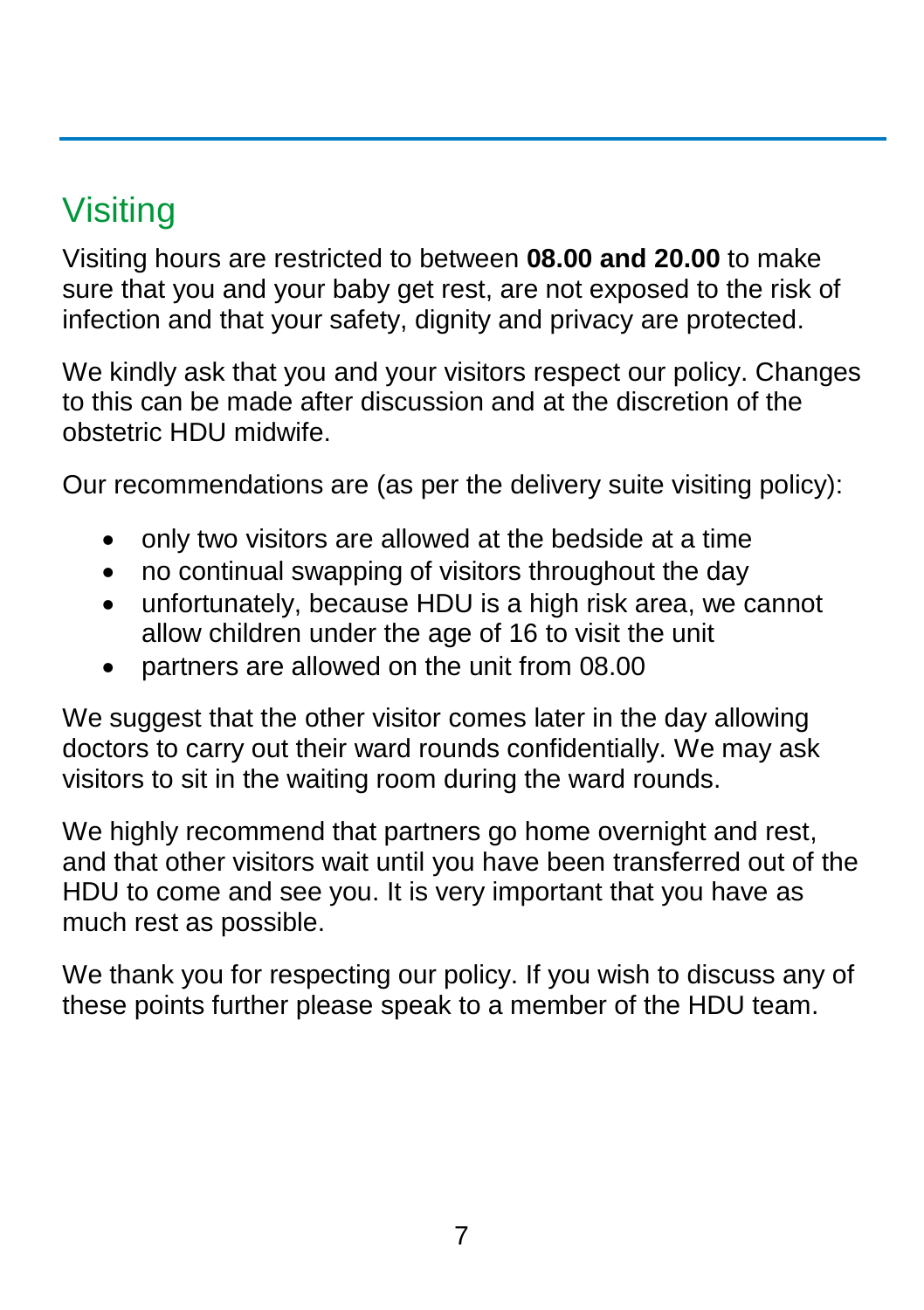## Visiting

Visiting hours are restricted to between **08.00 and 20.00** to make sure that you and your baby get rest, are not exposed to the risk of infection and that your safety, dignity and privacy are protected.

We kindly ask that you and your visitors respect our policy. Changes to this can be made after discussion and at the discretion of the obstetric HDU midwife.

Our recommendations are (as per the delivery suite visiting policy):

- only two visitors are allowed at the bedside at a time
- no continual swapping of visitors throughout the day
- unfortunately, because HDU is a high risk area, we cannot allow children under the age of 16 to visit the unit
- partners are allowed on the unit from 08.00

We suggest that the other visitor comes later in the day allowing doctors to carry out their ward rounds confidentially. We may ask visitors to sit in the waiting room during the ward rounds.

We highly recommend that partners go home overnight and rest, and that other visitors wait until you have been transferred out of the HDU to come and see you. It is very important that you have as much rest as possible.

We thank you for respecting our policy. If you wish to discuss any of these points further please speak to a member of the HDU team.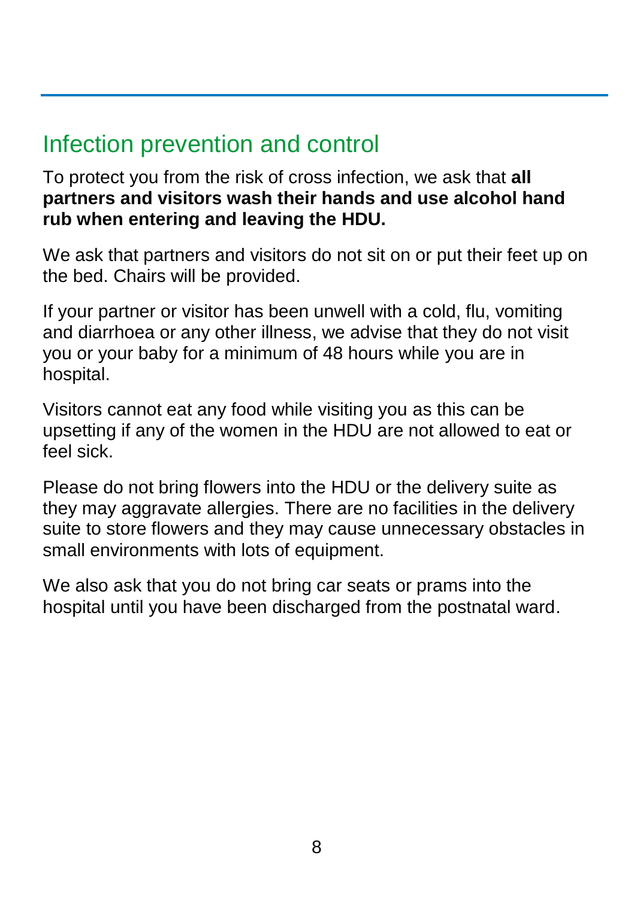## Infection prevention and control

To protect you from the risk of cross infection, we ask that **all partners and visitors wash their hands and use alcohol hand rub when entering and leaving the HDU.**

We ask that partners and visitors do not sit on or put their feet up on the bed. Chairs will be provided.

If your partner or visitor has been unwell with a cold, flu, vomiting and diarrhoea or any other illness, we advise that they do not visit you or your baby for a minimum of 48 hours while you are in hospital.

Visitors cannot eat any food while visiting you as this can be upsetting if any of the women in the HDU are not allowed to eat or feel sick.

Please do not bring flowers into the HDU or the delivery suite as they may aggravate allergies. There are no facilities in the delivery suite to store flowers and they may cause unnecessary obstacles in small environments with lots of equipment.

We also ask that you do not bring car seats or prams into the hospital until you have been discharged from the postnatal ward.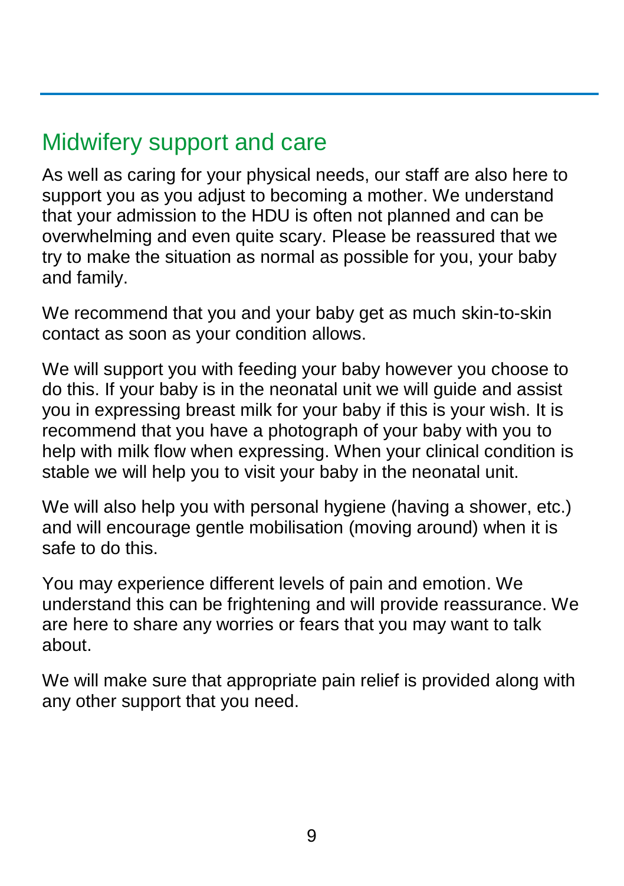## Midwifery support and care

As well as caring for your physical needs, our staff are also here to support you as you adjust to becoming a mother. We understand that your admission to the HDU is often not planned and can be overwhelming and even quite scary. Please be reassured that we try to make the situation as normal as possible for you, your baby and family.

We recommend that you and your baby get as much skin-to-skin contact as soon as your condition allows.

We will support you with feeding your baby however you choose to do this. If your baby is in the neonatal unit we will guide and assist you in expressing breast milk for your baby if this is your wish. It is recommend that you have a photograph of your baby with you to help with milk flow when expressing. When your clinical condition is stable we will help you to visit your baby in the neonatal unit.

We will also help you with personal hygiene (having a shower, etc.) and will encourage gentle mobilisation (moving around) when it is safe to do this.

You may experience different levels of pain and emotion. We understand this can be frightening and will provide reassurance. We are here to share any worries or fears that you may want to talk about.

We will make sure that appropriate pain relief is provided along with any other support that you need.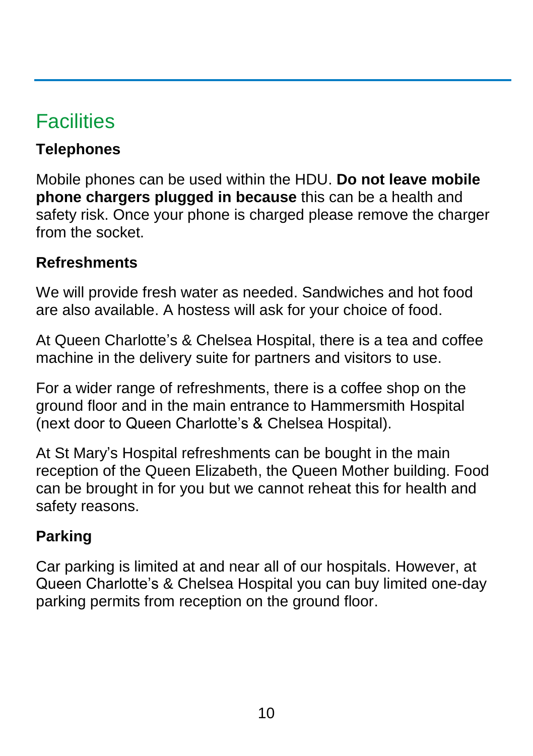## Facilities

### Telephones

Mobile phones can be used within the HDU. **Do not leave mobile phone chargers plugged in because** this can be a health and safety risk. Once your phone is charged please remove the charger from the socket.

### Refreshments

We will provide fresh water as needed. Sandwiches and hot food are also available. A hostess will ask for your choice of food.

At Queen Charlotte's & Chelsea Hospital, there is a tea and coffee machine in the delivery suite for partners and visitors to use.

For a wider range of refreshments, there is a coffee shop on the ground floor and in the main entrance to Hammersmith Hospital (next door to Queen Charlotte's & Chelsea Hospital).

At St Mary's Hospital refreshments can be bought in the main reception of the Queen Elizabeth, the Queen Mother building. Food can be brought in for you but we cannot reheat this for health and safety reasons.

### Parking

Car parking is limited at and near all of our hospitals. However, at Queen Charlotte's & Chelsea Hospital you can buy limited one-day parking permits from reception on the ground floor.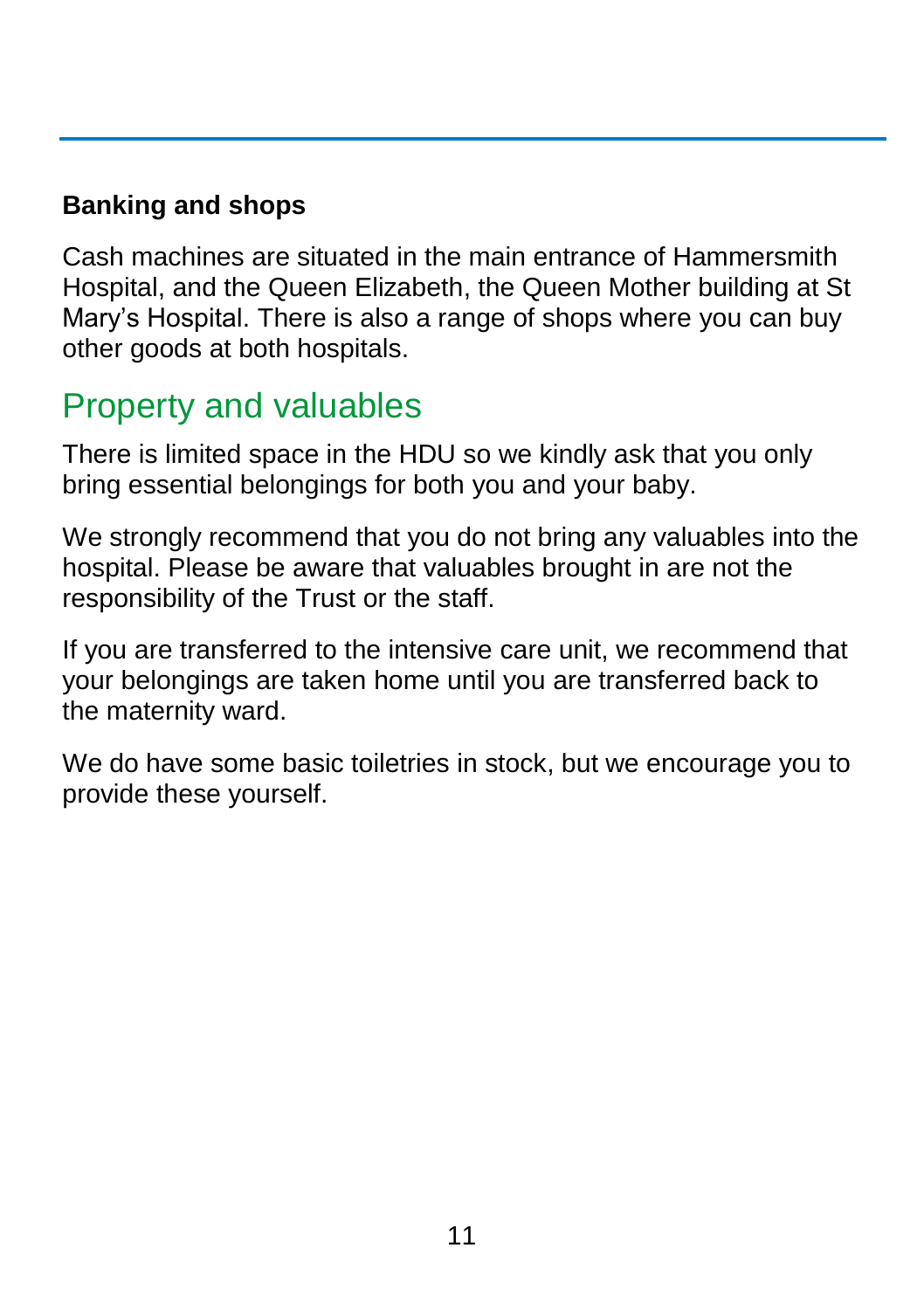**Banking and shops**

Cash machines are situated in the main entrance of Hammersmith Hospital, and the Queen Elizabeth, the Queen Mother building at St Mary's Hospital. There is also a range of shops where you can buy other goods at both hospitals.

## Property and valuables

There is limited space in the HDU so we kindly ask that you only bring essential belongings for both you and your baby.

We strongly recommend that you do not bring any valuables into the hospital. Please be aware that valuables brought in are not the responsibility of the Trust or the staff.

If you are transferred to the intensive care unit, we recommend that your belongings are taken home until you are transferred back to the maternity ward.

We do have some basic toiletries in stock, but we encourage you to provide these yourself.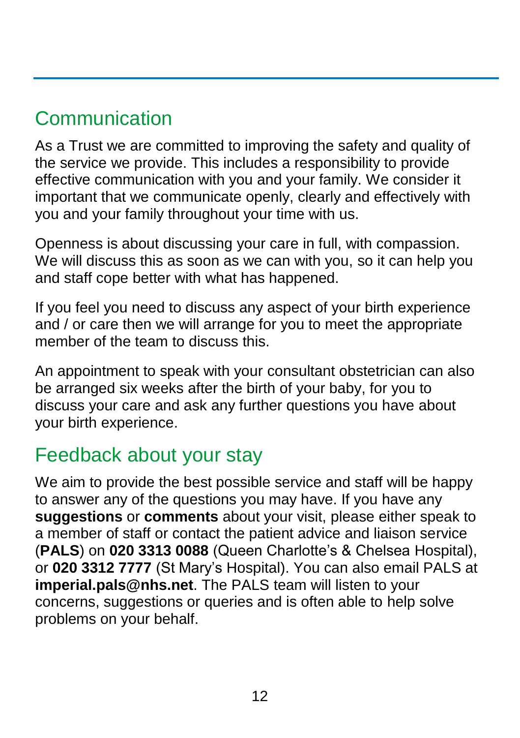## Communication

As a Trust we are committed to improving the safety and quality of the service we provide. This includes a responsibility to provide effective communication with you and your family. We consider it important that we communicate openly, clearly and effectively with you and your family throughout your time with us.

Openness is about discussing your care in full, with compassion. We will discuss this as soon as we can with you, so it can help you and staff cope better with what has happened.

If you feel you need to discuss any aspect of your birth experience and / or care then we will arrange for you to meet the appropriate member of the team to discuss this.

An appointment to speak with your consultant obstetrician can also be arranged six weeks after the birth of your baby, for you to discuss your care and ask any further questions you have about your birth experience.

## Feedback about your stay

We aim to provide the best possible service and staff will be happy to answer any of the questions you may have. If you have any **suggestions** or **comments** about your visit, please either speak to a member of staff or contact the patient advice and liaison service (**PALS**) on **020 3313 0088** (Queen Charlotte's & Chelsea Hospital), or **020 3312 7777** (St Mary's Hospital). You can also email PALS at **imperial.pals@nhs.net**. The PALS team will listen to your concerns, suggestions or queries and is often able to help solve problems on your behalf.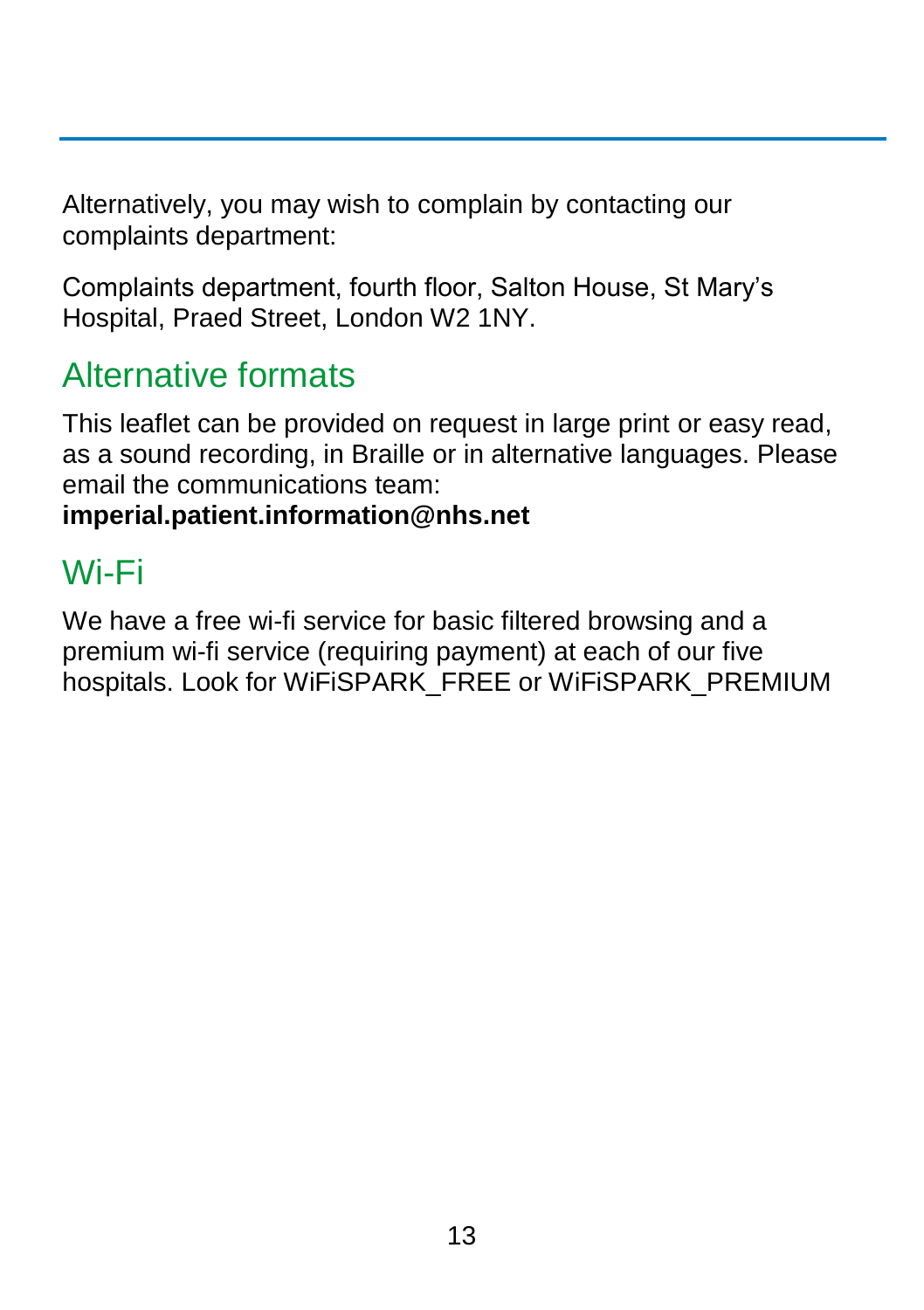Alternatively, you may wish to complain by contacting our complaints department:

Complaints department, fourth floor, Salton House, St Mary's Hospital, Praed Street, London W2 1NY.

## Alternative formats

This leaflet can be provided on request in large print or easy read, as a sound recording, in Braille or in alternative languages. Please email the communications team:
**imperial.patient.information@nhs.net**

## Wi-Fi

We have a free wi-fi service for basic filtered browsing and a premium wi-fi service (requiring payment) at each of our five hospitals. Look for WiFiSPARK_FREE or WiFiSPARK_PREMIUM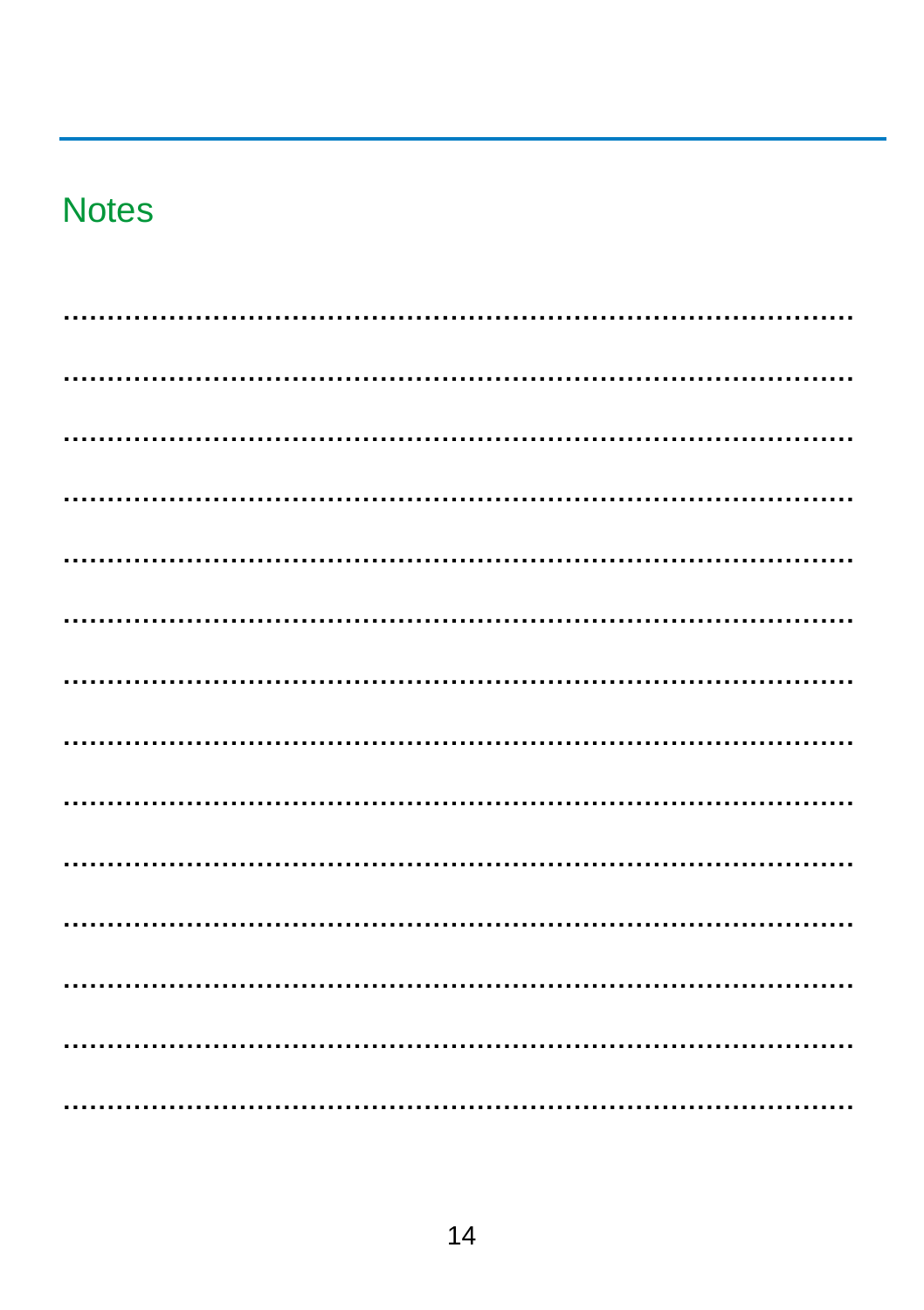## Notes

..............................................................................................

..............................................................................................

..............................................................................................

..............................................................................................

..............................................................................................

..............................................................................................

..............................................................................................

..............................................................................................

..............................................................................................

..............................................................................................

..............................................................................................

..............................................................................................

..............................................................................................

..............................................................................................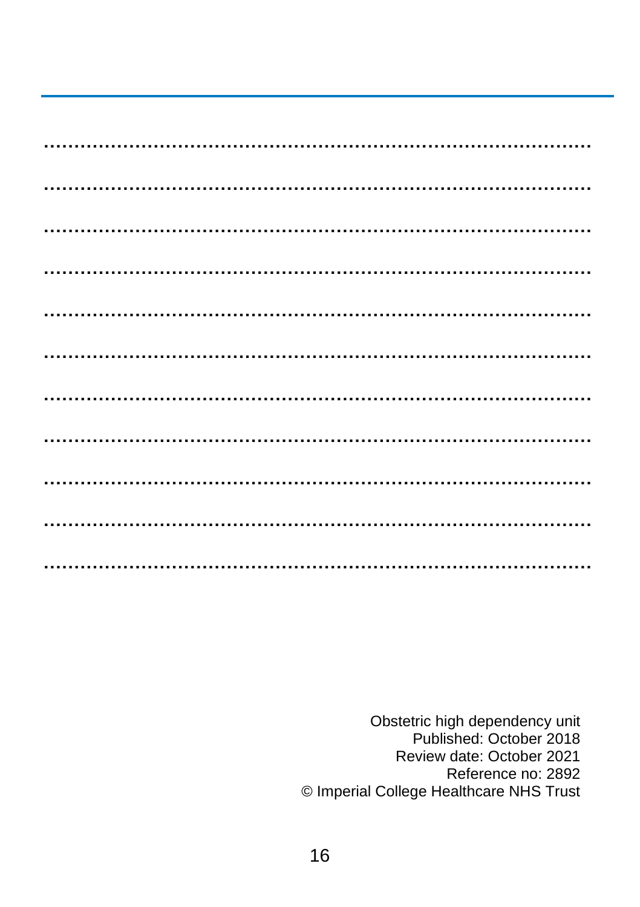………………………………………………………………………………

………………………………………………………………………………

………………………………………………………………………………

………………………………………………………………………………

………………………………………………………………………………

………………………………………………………………………………

………………………………………………………………………………

………………………………………………………………………………

………………………………………………………………………………

………………………………………………………………………………

………………………………………………………………………………

Obstetric high dependency unit
Published: October 2018
Review date: October 2021
Reference no: 2892
© Imperial College Healthcare NHS Trust